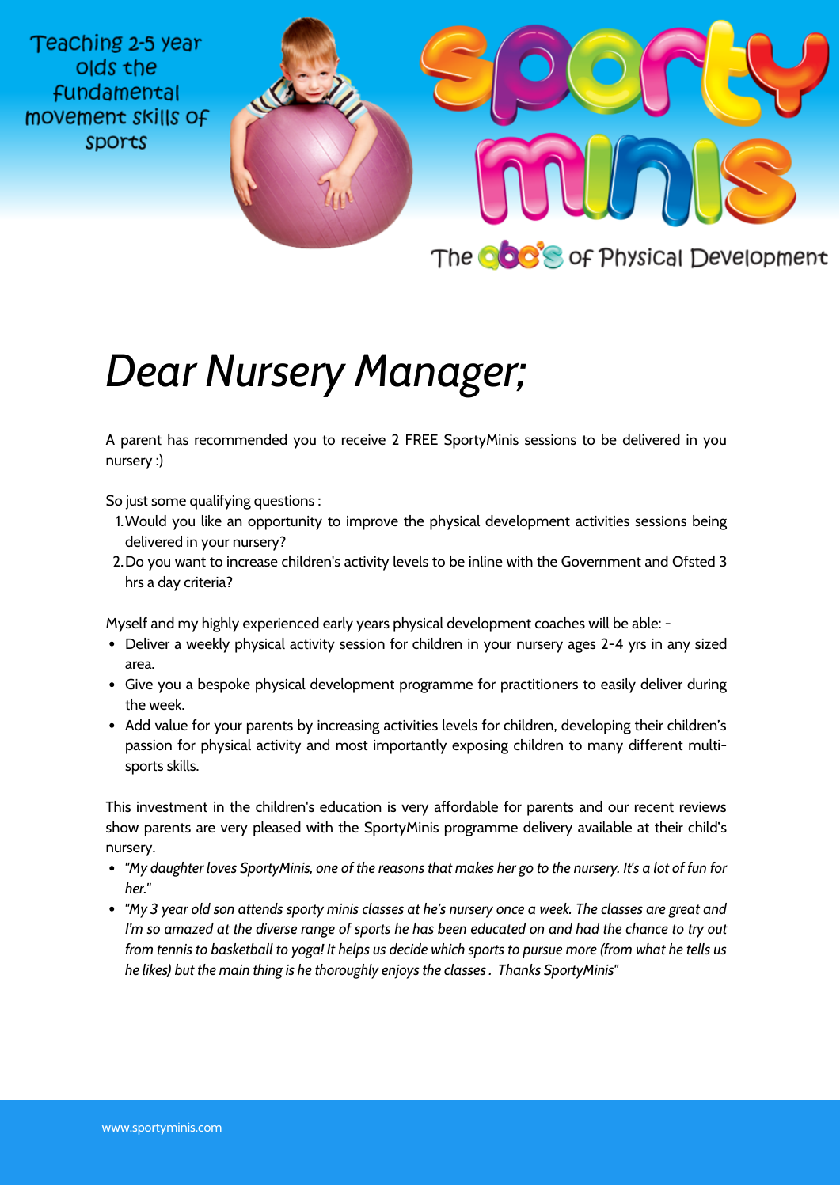Teaching 2-5 year olds the fundamental movement skills of sports

Sporty minis

The abc's of Physical Development

# *Dear Nursery Manager;*

A parent has recommended you to receive 2 FREE SportyMinis sessions to be delivered in you nursery :)

So just some qualifying questions :

1. Would you like an opportunity to improve the physical development activities sessions being delivered in your nursery?
2. Do you want to increase children's activity levels to be inline with the Government and Ofsted 3 hrs a day criteria?

Myself and my highly experienced early years physical development coaches will be able: -

- Deliver a weekly physical activity session for children in your nursery ages 2-4 yrs in any sized area.
- Give you a bespoke physical development programme for practitioners to easily deliver during the week.
- Add value for your parents by increasing activities levels for children, developing their children's passion for physical activity and most importantly exposing children to many different multi-sports skills.

This investment in the children's education is very affordable for parents and our recent reviews show parents are very pleased with the SportyMinis programme delivery available at their child's nursery.

- *"My daughter loves SportyMinis, one of the reasons that makes her go to the nursery. It's a lot of fun for her."*
- *"My 3 year old son attends sporty minis classes at he's nursery once a week. The classes are great and I'm so amazed at the diverse range of sports he has been educated on and had the chance to try out from tennis to basketball to yoga! It helps us decide which sports to pursue more (from what he tells us he likes) but the main thing is he thoroughly enjoys the classes . Thanks SportyMinis"*

www.sportyminis.com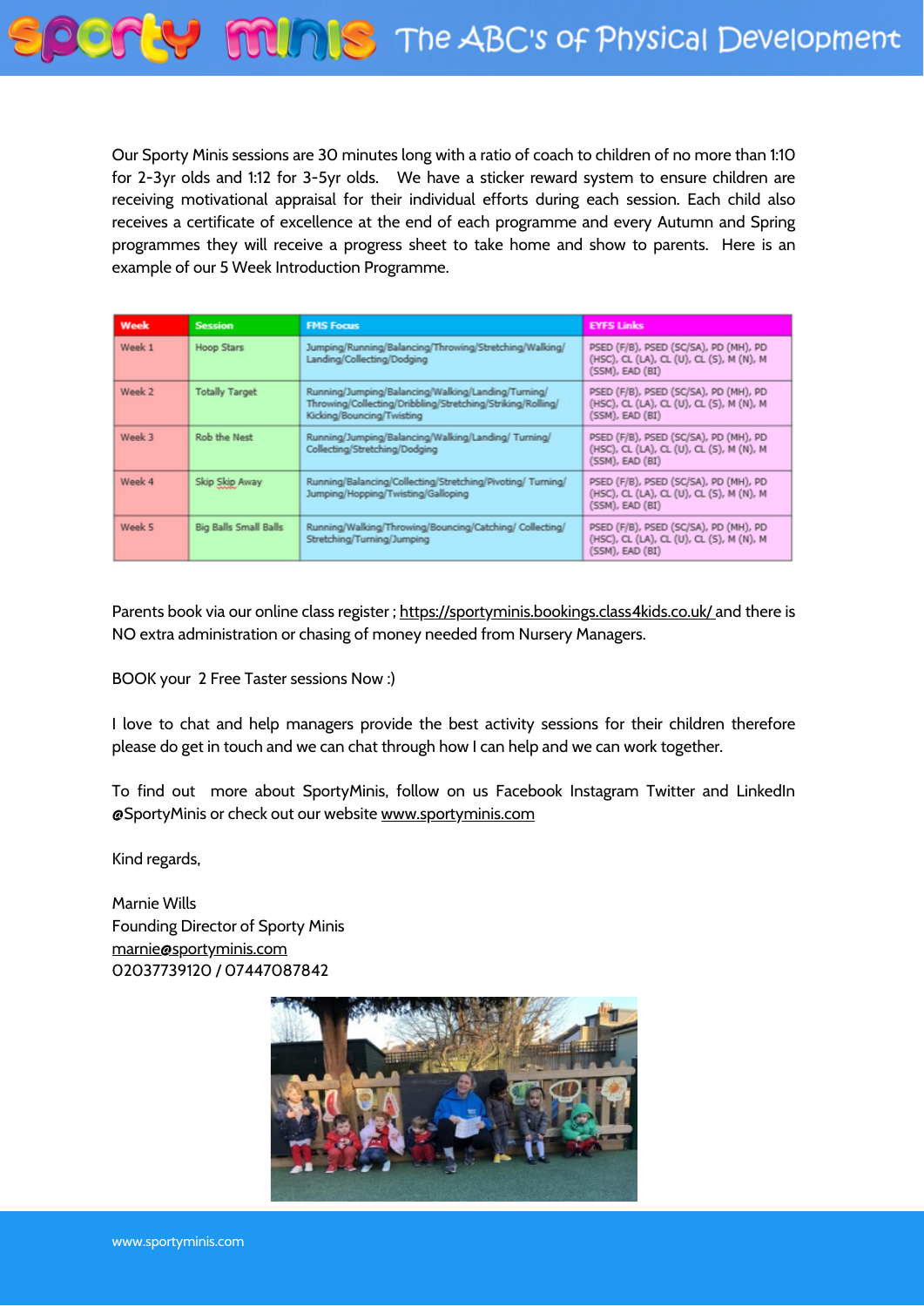Our Sporty Minis sessions are 30 minutes long with a ratio of coach to children of no more than 1:10 for 2-3yr olds and 1:12 for 3-5yr olds. We have a sticker reward system to ensure children are receiving motivational appraisal for their individual efforts during each session. Each child also receives a certificate of excellence at the end of each programme and every Autumn and Spring programmes they will receive a progress sheet to take home and show to parents. Here is an example of our 5 Week Introduction Programme.

| Week | Session | FMS Focus | EYFS Links |
|---|---|---|---|
| Week 1 | Hoop Stars | Jumping/Running/Balancing/Throwing/Stretching/Walking/ Landing/Collecting/Dodging | PSED (F/B), PSED (SC/SA), PD (MH), PD (HSC), CL (LA), CL (U), CL (S), M (N), M (SSM), EAD (BI) |
| Week 2 | Totally Target | Running/Jumping/Balancing/Walking/Landing/Turning/ Throwing/Collecting/Dribbling/Stretching/Striking/Rolling/ Kicking/Bouncing/Twisting | PSED (F/B), PSED (SC/SA), PD (MH), PD (HSC), CL (LA), CL (U), CL (S), M (N), M (SSM), EAD (BI) |
| Week 3 | Rob the Nest | Running/Jumping/Balancing/Walking/Landing/ Turning/ Collecting/Stretching/Dodging | PSED (F/B), PSED (SC/SA), PD (MH), PD (HSC), CL (LA), CL (U), CL (S), M (N), M (SSM), EAD (BI) |
| Week 4 | Skip Skip Away | Running/Balancing/Collecting/Stretching/Pivoting/ Turning/ Jumping/Hopping/Twisting/Galloping | PSED (F/B), PSED (SC/SA), PD (MH), PD (HSC), CL (LA), CL (U), CL (S), M (N), M (SSM), EAD (BI) |
| Week 5 | Big Balls Small Balls | Running/Walking/Throwing/Bouncing/Catching/ Collecting/ Stretching/Turning/Jumping | PSED (F/B), PSED (SC/SA), PD (MH), PD (HSC), CL (LA), CL (U), CL (S), M (N), M (SSM), EAD (BI) |

Parents book via our online class register ; https://sportyminis.bookings.class4kids.co.uk/ and there is NO extra administration or chasing of money needed from Nursery Managers.

BOOK your 2 Free Taster sessions Now :)

I love to chat and help managers provide the best activity sessions for their children therefore please do get in touch and we can chat through how I can help and we can work together.

To find out more about SportyMinis, follow on us Facebook Instagram Twitter and LinkedIn @SportyMinis or check out our website www.sportyminis.com

Kind regards,

Marnie Wills
Founding Director of Sporty Minis
marnie@sportyminis.com
02037739120 / 07447087842